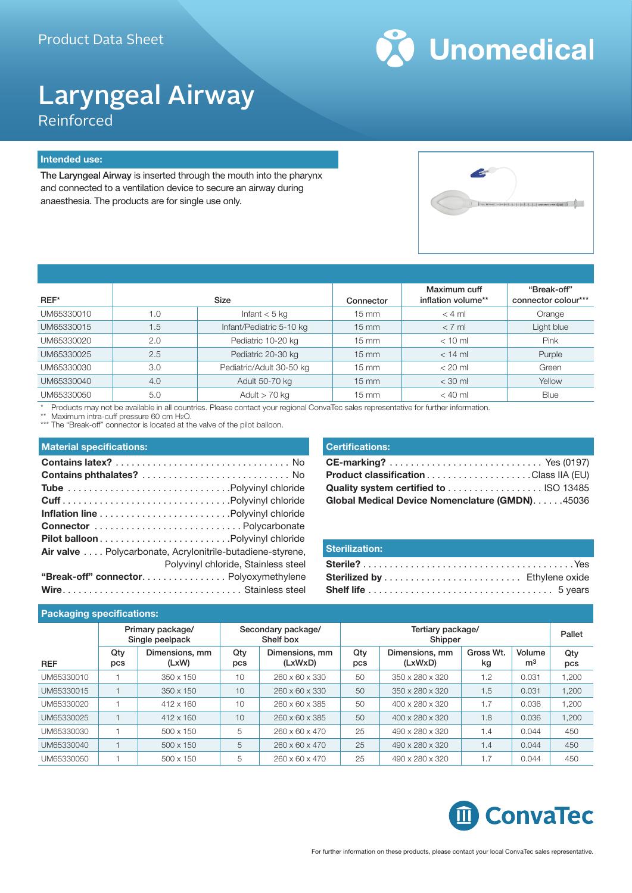Product Data Sheet

Unomedical

# Laryngeal Airway

## Reinforced

### Intended use:

**The Laryngeal Airway** is inserted through the mouth into the pharynx and connected to a ventilation device to secure an airway during anaesthesia. The products are for single use only.

| REF* | Size | | Connector | Maximum cuff inflation volume** | "Break-off" connector colour*** |
|---|---|---|---|---|---|
| UM65330010 | 1.0 | Infant < 5 kg | 15 mm | < 4 ml | Orange |
| UM65330015 | 1.5 | Infant/Pediatric 5-10 kg | 15 mm | < 7 ml | Light blue |
| UM65330020 | 2.0 | Pediatric 10-20 kg | 15 mm | < 10 ml | Pink |
| UM65330025 | 2.5 | Pediatric 20-30 kg | 15 mm | < 14 ml | Purple |
| UM65330030 | 3.0 | Pediatric/Adult 30-50 kg | 15 mm | < 20 ml | Green |
| UM65330040 | 4.0 | Adult 50-70 kg | 15 mm | < 30 ml | Yellow |
| UM65330050 | 5.0 | Adult > 70 kg | 15 mm | < 40 ml | Blue |

\* Products may not be available in all countries. Please contact your regional ConvaTec sales representative for further information.
\** Maximum intra-cuff pressure 60 cm $H_2O$.
\*** The "Break-off" connector is located at the valve of the pilot balloon.

### Material specifications:

- **Contains latex?** ........ No
- **Contains phthalates?** ........ No
- **Tube** ........ Polyvinyl chloride
- **Cuff** ........ Polyvinyl chloride
- **Inflation line** ........ Polyvinyl chloride
- **Connector** ........ Polycarbonate
- **Pilot balloon** ........ Polyvinyl chloride
- **Air valve** .... Polycarbonate, Acrylonitrile-butadiene-styrene, Polyvinyl chloride, Stainless steel
- **"Break-off" connector** ........ Polyoxymethylene
- **Wire** ........ Stainless steel

### Certifications:

- **CE-marking?** ........ Yes (0197)
- **Product classification** ........ Class IIA (EU)
- **Quality system certified to** ........ ISO 13485
- **Global Medical Device Nomenclature (GMDN)** ........ 45036

### Sterilization:

- **Sterile?** ........ Yes
- **Sterilized by** ........ Ethylene oxide
- **Shelf life** ........ 5 years

### Packaging specifications:

| REF | Primary package/ Single peelpack | | Secondary package/ Shelf box | | Tertiary package/ Shipper | | | | Pallet |
|---|---|---|---|---|---|---|---|---|---|
| | Qty pcs | Dimensions, mm (LxW) | Qty pcs | Dimensions, mm (LxWxD) | Qty pcs | Dimensions, mm (LxWxD) | Gross Wt. kg | Volume $m^3$ | Qty pcs |
| UM65330010 | 1 | 350 x 150 | 10 | 260 x 60 x 330 | 50 | 350 x 280 x 320 | 1.2 | 0.031 | 1,200 |
| UM65330015 | 1 | 350 x 150 | 10 | 260 x 60 x 330 | 50 | 350 x 280 x 320 | 1.5 | 0.031 | 1,200 |
| UM65330020 | 1 | 412 x 160 | 10 | 260 x 60 x 385 | 50 | 400 x 280 x 320 | 1.7 | 0.036 | 1,200 |
| UM65330025 | 1 | 412 x 160 | 10 | 260 x 60 x 385 | 50 | 400 x 280 x 320 | 1.8 | 0.036 | 1,200 |
| UM65330030 | 1 | 500 x 150 | 5 | 260 x 60 x 470 | 25 | 490 x 280 x 320 | 1.4 | 0.044 | 450 |
| UM65330040 | 1 | 500 x 150 | 5 | 260 x 60 x 470 | 25 | 490 x 280 x 320 | 1.4 | 0.044 | 450 |
| UM65330050 | 1 | 500 x 150 | 5 | 260 x 60 x 470 | 25 | 490 x 280 x 320 | 1.7 | 0.044 | 450 |

ConvaTec

For further information on these products, please contact your local ConvaTec sales representative.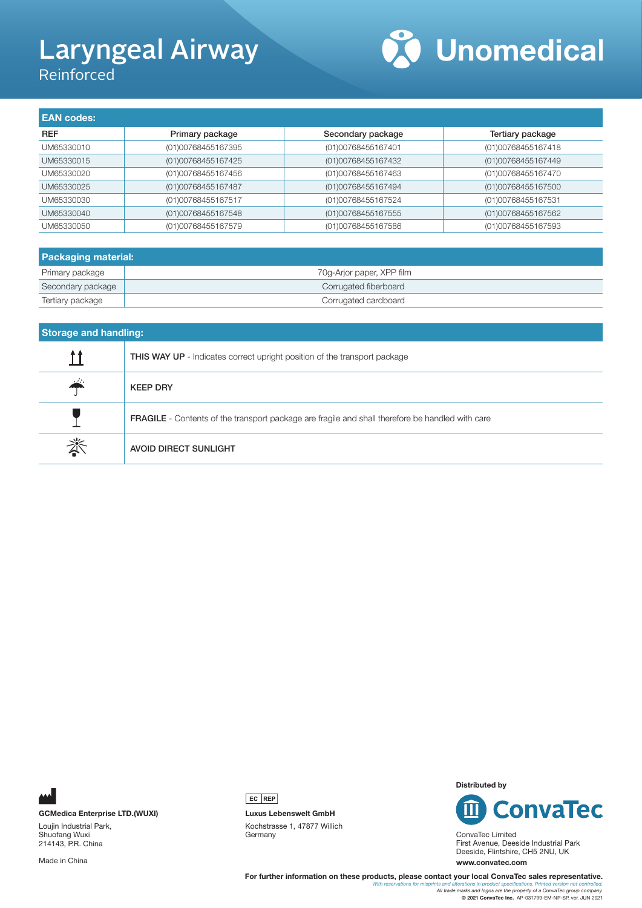# Laryngeal Airway

Reinforced

Unomedical

| EAN codes: | | | |
|---|---|---|---|
| REF | Primary package | Secondary package | Tertiary package |
| UM65330010 | (01)00768455167395 | (01)00768455167401 | (01)00768455167418 |
| UM65330015 | (01)00768455167425 | (01)00768455167432 | (01)00768455167449 |
| UM65330020 | (01)00768455167456 | (01)00768455167463 | (01)00768455167470 |
| UM65330025 | (01)00768455167487 | (01)00768455167494 | (01)00768455167500 |
| UM65330030 | (01)00768455167517 | (01)00768455167524 | (01)00768455167531 |
| UM65330040 | (01)00768455167548 | (01)00768455167555 | (01)00768455167562 |
| UM65330050 | (01)00768455167579 | (01)00768455167586 | (01)00768455167593 |

| Packaging material: | |
|---|---|
| Primary package | 70g-Arjor paper, XPP film |
| Secondary package | Corrugated fiberboard |
| Tertiary package | Corrugated cardboard |

| Storage and handling: | |
|---|---|
| | **THIS WAY UP** - Indicates correct upright position of the transport package |
| | **KEEP DRY** |
| | **FRAGILE** - Contents of the transport package are fragile and shall therefore be handled with care |
| | **AVOID DIRECT SUNLIGHT** |

**GCMedica Enterprise LTD.(WUXI)**

Loujin Industrial Park,
Shuofang Wuxi
214143, P.R. China

Made in China

EC REP

**Luxus Lebenswelt GmbH**

Kochstrasse 1, 47877 Willich
Germany

**Distributed by**

ConvaTec

ConvaTec Limited
First Avenue, Deeside Industrial Park
Deeside, Flintshire, CH5 2NU, UK
**www.convatec.com**

**For further information on these products, please contact your local ConvaTec sales representative.**

*With reservations for misprints and alterations in product specifications. Printed version not controlled.*
*All trade marks and logos are the property of a ConvaTec group company.*
**© 2021 ConvaTec Inc.** AP-031799-EM-NP-SP, ver. JUN 2021